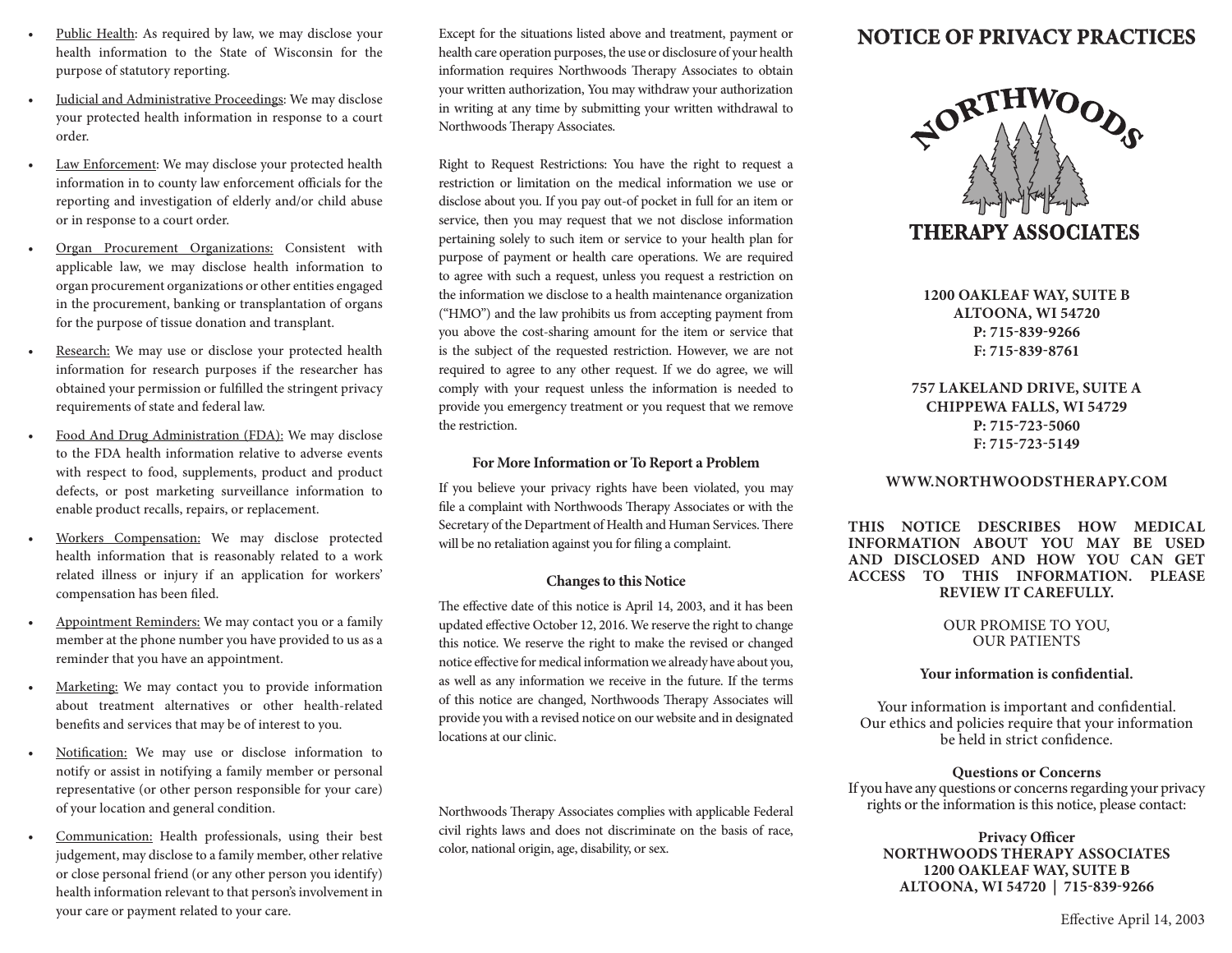- Public Health: As required by law, we may disclose your health information to the State of Wisconsin for the purpose of statutory reporting.
- Judicial and Administrative Proceedings: We may disclose your protected health information in response to a court order.
- Law Enforcement: We may disclose your protected health information in to county law enforcement officials for the reporting and investigation of elderly and/or child abuse or in response to a court order.
- Organ Procurement Organizations: Consistent with applicable law, we may disclose health information to organ procurement organizations or other entities engaged in the procurement, banking or transplantation of organs for the purpose of tissue donation and transplant.
- Research: We may use or disclose your protected health information for research purposes if the researcher has obtained your permission or fulfilled the stringent privacy requirements of state and federal law.
- Food And Drug Administration (FDA): We may disclose to the FDA health information relative to adverse events with respect to food, supplements, product and product defects, or post marketing surveillance information to enable product recalls, repairs, or replacement.
- Workers Compensation: We may disclose protected health information that is reasonably related to a work related illness or injury if an application for workers' compensation has been filed.
- Appointment Reminders: We may contact you or a family member at the phone number you have provided to us as a reminder that you have an appointment.
- Marketing: We may contact you to provide information about treatment alternatives or other health-related benefits and services that may be of interest to you.
- Notification: We may use or disclose information to notify or assist in notifying a family member or personal representative (or other person responsible for your care) of your location and general condition.
- Communication: Health professionals, using their best judgement, may disclose to a family member, other relative or close personal friend (or any other person you identify) health information relevant to that person's involvement in your care or payment related to your care.

Except for the situations listed above and treatment, payment or health care operation purposes, the use or disclosure of your health information requires Northwoods Therapy Associates to obtain your written authorization, You may withdraw your authorization in writing at any time by submitting your written withdrawal to Northwoods Therapy Associates.

Right to Request Restrictions: You have the right to request a restriction or limitation on the medical information we use or disclose about you. If you pay out-of pocket in full for an item or service, then you may request that we not disclose information pertaining solely to such item or service to your health plan for purpose of payment or health care operations. We are required to agree with such a request, unless you request a restriction on the information we disclose to a health maintenance organization ("HMO") and the law prohibits us from accepting payment from you above the cost-sharing amount for the item or service that is the subject of the requested restriction. However, we are not required to agree to any other request. If we do agree, we will comply with your request unless the information is needed to provide you emergency treatment or you request that we remove the restriction.

### For More Information or To Report a Problem

If you believe your privacy rights have been violated, you may file a complaint with Northwoods Therapy Associates or with the Secretary of the Department of Health and Human Services. There will be no retaliation against you for filing a complaint.

### Changes to this Notice

The effective date of this notice is April 14, 2003, and it has been updated effective October 12, 2016. We reserve the right to change this notice. We reserve the right to make the revised or changed notice effective for medical information we already have about you, as well as any information we receive in the future. If the terms of this notice are changed, Northwoods Therapy Associates will provide you with a revised notice on our website and in designated locations at our clinic.

Northwoods Therapy Associates complies with applicable Federal civil rights laws and does not discriminate on the basis of race, color, national origin, age, disability, or sex.

# NOTICE OF PRIVACY PRACTICES

NORTHWOODS

THERAPY ASSOCIATES

**1200 OAKLEAF WAY, SUITE B**
**ALTOONA, WI 54720**
**P: 715-839-9266**
**F: 715-839-8761**

**757 LAKELAND DRIVE, SUITE A**
**CHIPPEWA FALLS, WI 54729**
**P: 715-723-5060**
**F: 715-723-5149**

**WWW.NORTHWOODSTHERAPY.COM**

**THIS NOTICE DESCRIBES HOW MEDICAL INFORMATION ABOUT YOU MAY BE USED AND DISCLOSED AND HOW YOU CAN GET ACCESS TO THIS INFORMATION. PLEASE REVIEW IT CAREFULLY.**

OUR PROMISE TO YOU,
OUR PATIENTS

**Your information is confidential.**

Your information is important and confidential. Our ethics and policies require that your information be held in strict confidence.

**Questions or Concerns**
If you have any questions or concerns regarding your privacy rights or the information is this notice, please contact:

**Privacy Officer**
**NORTHWOODS THERAPY ASSOCIATES**
**1200 OAKLEAF WAY, SUITE B**
**ALTOONA, WI 54720 | 715-839-9266**

Effective April 14, 2003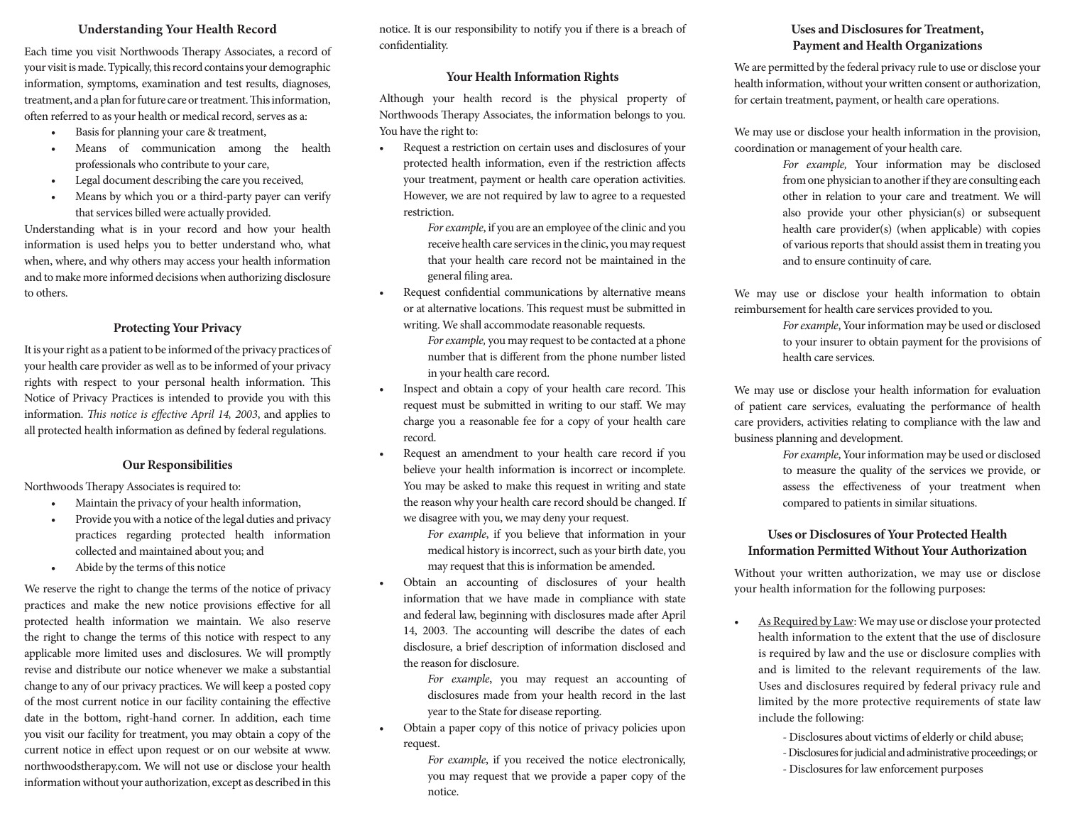## Understanding Your Health Record

Each time you visit Northwoods Therapy Associates, a record of your visit is made. Typically, this record contains your demographic information, symptoms, examination and test results, diagnoses, treatment, and a plan for future care or treatment. This information, often referred to as your health or medical record, serves as a:

- Basis for planning your care & treatment,
- Means of communication among the health professionals who contribute to your care,
- Legal document describing the care you received,
- Means by which you or a third-party payer can verify that services billed were actually provided.

Understanding what is in your record and how your health information is used helps you to better understand who, what when, where, and why others may access your health information and to make more informed decisions when authorizing disclosure to others.

## Protecting Your Privacy

It is your right as a patient to be informed of the privacy practices of your health care provider as well as to be informed of your privacy rights with respect to your personal health information. This Notice of Privacy Practices is intended to provide you with this information. *This notice is effective April 14, 2003*, and applies to all protected health information as defined by federal regulations.

## Our Responsibilities

Northwoods Therapy Associates is required to:

- Maintain the privacy of your health information,
- Provide you with a notice of the legal duties and privacy practices regarding protected health information collected and maintained about you; and
- Abide by the terms of this notice

We reserve the right to change the terms of the notice of privacy practices and make the new notice provisions effective for all protected health information we maintain. We also reserve the right to change the terms of this notice with respect to any applicable more limited uses and disclosures. We will promptly revise and distribute our notice whenever we make a substantial change to any of our privacy practices. We will keep a posted copy of the most current notice in our facility containing the effective date in the bottom, right-hand corner. In addition, each time you visit our facility for treatment, you may obtain a copy of the current notice in effect upon request or on our website at www.northwoodstherapy.com. We will not use or disclose your health information without your authorization, except as described in this notice. It is our responsibility to notify you if there is a breach of confidentiality.

## Your Health Information Rights

Although your health record is the physical property of Northwoods Therapy Associates, the information belongs to you. You have the right to:

- Request a restriction on certain uses and disclosures of your protected health information, even if the restriction affects your treatment, payment or health care operation activities. However, we are not required by law to agree to a requested restriction.

  *For example*, if you are an employee of the clinic and you receive health care services in the clinic, you may request that your health care record not be maintained in the general filing area.

- Request confidential communications by alternative means or at alternative locations. This request must be submitted in writing. We shall accommodate reasonable requests.

  *For example,* you may request to be contacted at a phone number that is different from the phone number listed in your health care record.

- Inspect and obtain a copy of your health care record. This request must be submitted in writing to our staff. We may charge you a reasonable fee for a copy of your health care record.
- Request an amendment to your health care record if you believe your health information is incorrect or incomplete. You may be asked to make this request in writing and state the reason why your health care record should be changed. If we disagree with you, we may deny your request.

  *For example*, if you believe that information in your medical history is incorrect, such as your birth date, you may request that this is information be amended.

- Obtain an accounting of disclosures of your health information that we have made in compliance with state and federal law, beginning with disclosures made after April 14, 2003. The accounting will describe the dates of each disclosure, a brief description of information disclosed and the reason for disclosure.

  *For example*, you may request an accounting of disclosures made from your health record in the last year to the State for disease reporting.

- Obtain a paper copy of this notice of privacy policies upon request.

  *For example*, if you received the notice electronically, you may request that we provide a paper copy of the notice.

## Uses and Disclosures for Treatment, Payment and Health Organizations

We are permitted by the federal privacy rule to use or disclose your health information, without your written consent or authorization, for certain treatment, payment, or health care operations.

We may use or disclose your health information in the provision, coordination or management of your health care.

> *For example,* Your information may be disclosed from one physician to another if they are consulting each other in relation to your care and treatment. We will also provide your other physician(s) or subsequent health care provider(s) (when applicable) with copies of various reports that should assist them in treating you and to ensure continuity of care.

We may use or disclose your health information to obtain reimbursement for health care services provided to you.

> *For example*, Your information may be used or disclosed to your insurer to obtain payment for the provisions of health care services.

We may use or disclose your health information for evaluation of patient care services, evaluating the performance of health care providers, activities relating to compliance with the law and business planning and development.

> *For example*, Your information may be used or disclosed to measure the quality of the services we provide, or assess the effectiveness of your treatment when compared to patients in similar situations.

## Uses or Disclosures of Your Protected Health Information Permitted Without Your Authorization

Without your written authorization, we may use or disclose your health information for the following purposes:

- As Required by Law: We may use or disclose your protected health information to the extent that the use of disclosure is required by law and the use or disclosure complies with and is limited to the relevant requirements of the law. Uses and disclosures required by federal privacy rule and limited by the more protective requirements of state law include the following:

  - Disclosures about victims of elderly or child abuse;
  - Disclosures for judicial and administrative proceedings; or
  - Disclosures for law enforcement purposes